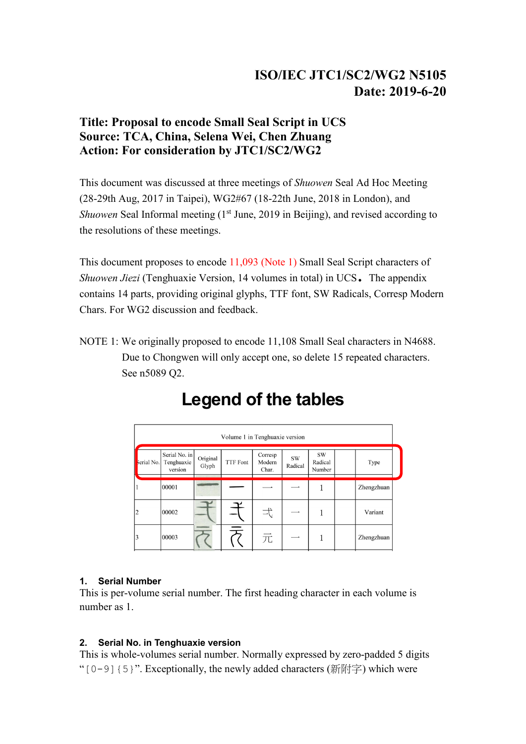**ISO/IEC JTC1/SC2/WG2 N5105**
**Date: 2019-6-20**

**Title: Proposal to encode Small Seal Script in UCS**
**Source: TCA, China, Selena Wei, Chen Zhuang**
**Action: For consideration by JTC1/SC2/WG2**

This document was discussed at three meetings of *Shuowen* Seal Ad Hoc Meeting (28-29th Aug, 2017 in Taipei), WG2#67 (18-22th June, 2018 in London), and *Shuowen* Seal Informal meeting (1st June, 2019 in Beijing), and revised according to the resolutions of these meetings.

This document proposes to encode 11,093 (Note 1) Small Seal Script characters of *Shuowen Jiezi* (Tenghuaxie Version, 14 volumes in total) in UCS。 The appendix contains 14 parts, providing original glyphs, TTF font, SW Radicals, Corresp Modern Chars. For WG2 discussion and feedback.

NOTE 1: We originally proposed to encode 11,108 Small Seal characters in N4688. Due to Chongwen will only accept one, so delete 15 repeated characters. See n5089 Q2.

# Legend of the tables

Volume 1 in Tenghuaxie version

| Serial No. | Serial No. in Tenghuaxie version | Original Glyph | TTF Font | Corresp Modern Char. | SW Radical | SW Radical Number | | Type |
|---|---|---|---|---|---|---|---|---|
| 1 | 00001 | | | 一 | 一 | 1 | | Zhengzhuan |
| 2 | 00002 | | | 弌 | 一 | 1 | | Variant |
| 3 | 00003 | | | 元 | 一 | 1 | | Zhengzhuan |

### 1. Serial Number

This is per-volume serial number. The first heading character in each volume is number as 1.

### 2. Serial No. in Tenghuaxie version

This is whole-volumes serial number. Normally expressed by zero-padded 5 digits "`[0-9]{5}`". Exceptionally, the newly added characters (新附字) which were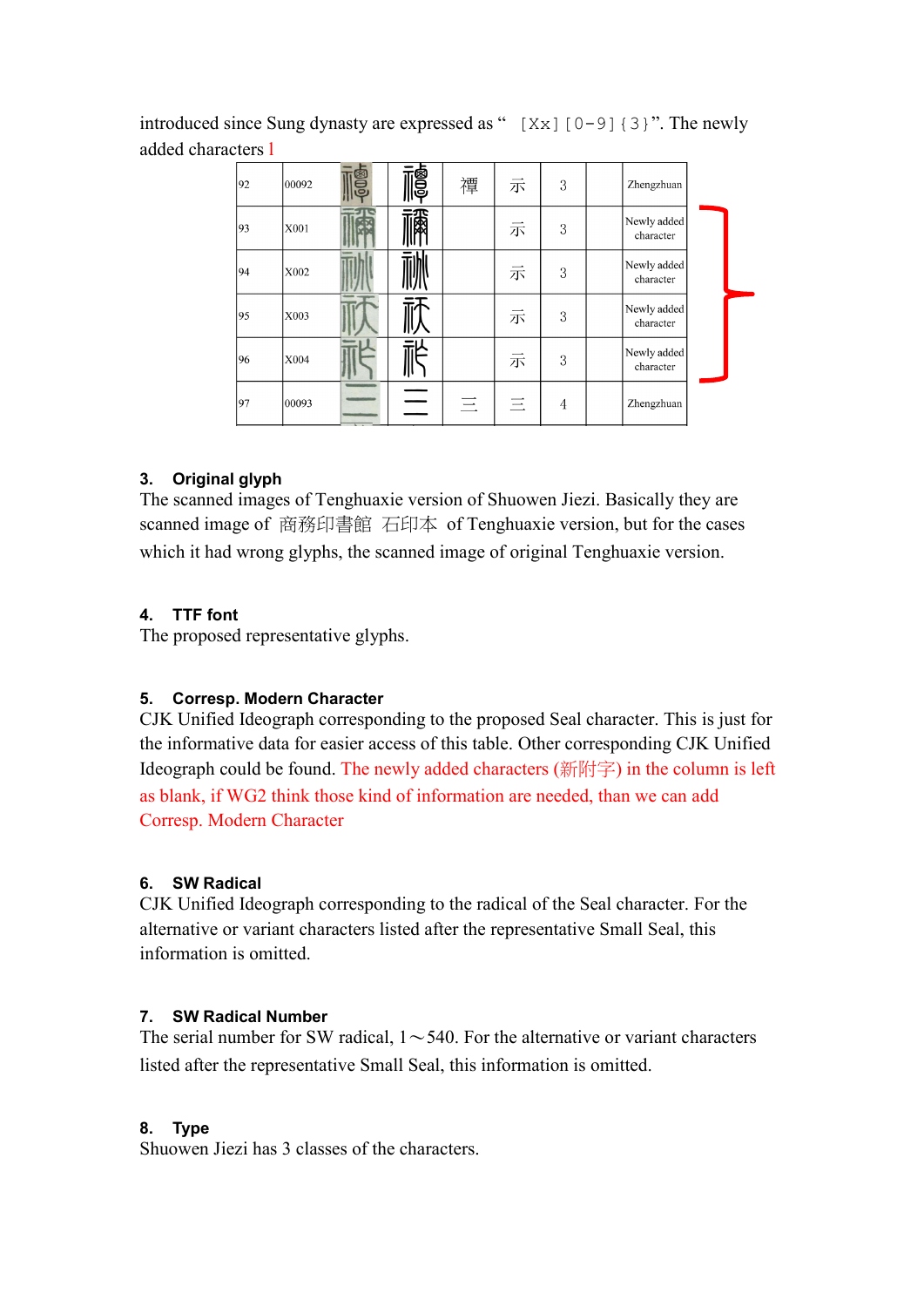introduced since Sung dynasty are expressed as “ [Xx][0-9]{3}”. The newly added characters l

| 92 | 00092 | | | 禫 | 示 | 3 | | Zhengzhuan |
|---|---|---|---|---|---|---|---|---|
| 93 | X001 | | | | 示 | 3 | | Newly added character |
| 94 | X002 | | | | 示 | 3 | | Newly added character |
| 95 | X003 | | | | 示 | 3 | | Newly added character |
| 96 | X004 | | | | 示 | 3 | | Newly added character |
| 97 | 00093 | | | 三 | 三 | 4 | | Zhengzhuan |

### 3. Original glyph

The scanned images of Tenghuaxie version of Shuowen Jiezi. Basically they are scanned image of 商務印書館 石印本 of Tenghuaxie version, but for the cases which it had wrong glyphs, the scanned image of original Tenghuaxie version.

### 4. TTF font

The proposed representative glyphs.

### 5. Corresp. Modern Character

CJK Unified Ideograph corresponding to the proposed Seal character. This is just for the informative data for easier access of this table. Other corresponding CJK Unified Ideograph could be found. The newly added characters (新附字) in the column is left as blank, if WG2 think those kind of information are needed, than we can add Corresp. Modern Character

### 6. SW Radical

CJK Unified Ideograph corresponding to the radical of the Seal character. For the alternative or variant characters listed after the representative Small Seal, this information is omitted.

### 7. SW Radical Number

The serial number for SW radical, 1～540. For the alternative or variant characters listed after the representative Small Seal, this information is omitted.

### 8. Type

Shuowen Jiezi has 3 classes of the characters.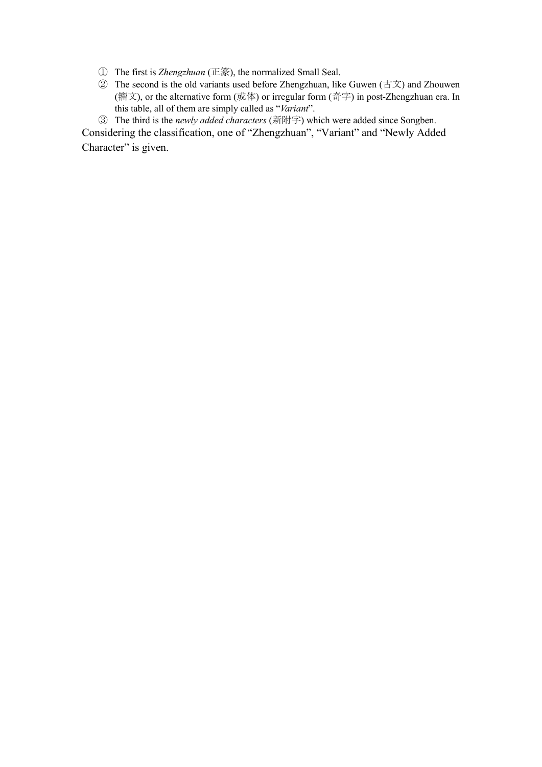① The first is *Zhengzhuan* (正篆), the normalized Small Seal.

② The second is the old variants used before Zhengzhuan, like Guwen (古文) and Zhouwen (籀文), or the alternative form (或体) or irregular form (奇字) in post-Zhengzhuan era. In this table, all of them are simply called as "*Variant*".

③ The third is the *newly added characters* (新附字) which were added since Songben.

Considering the classification, one of "Zhengzhuan", "Variant" and "Newly Added Character" is given.